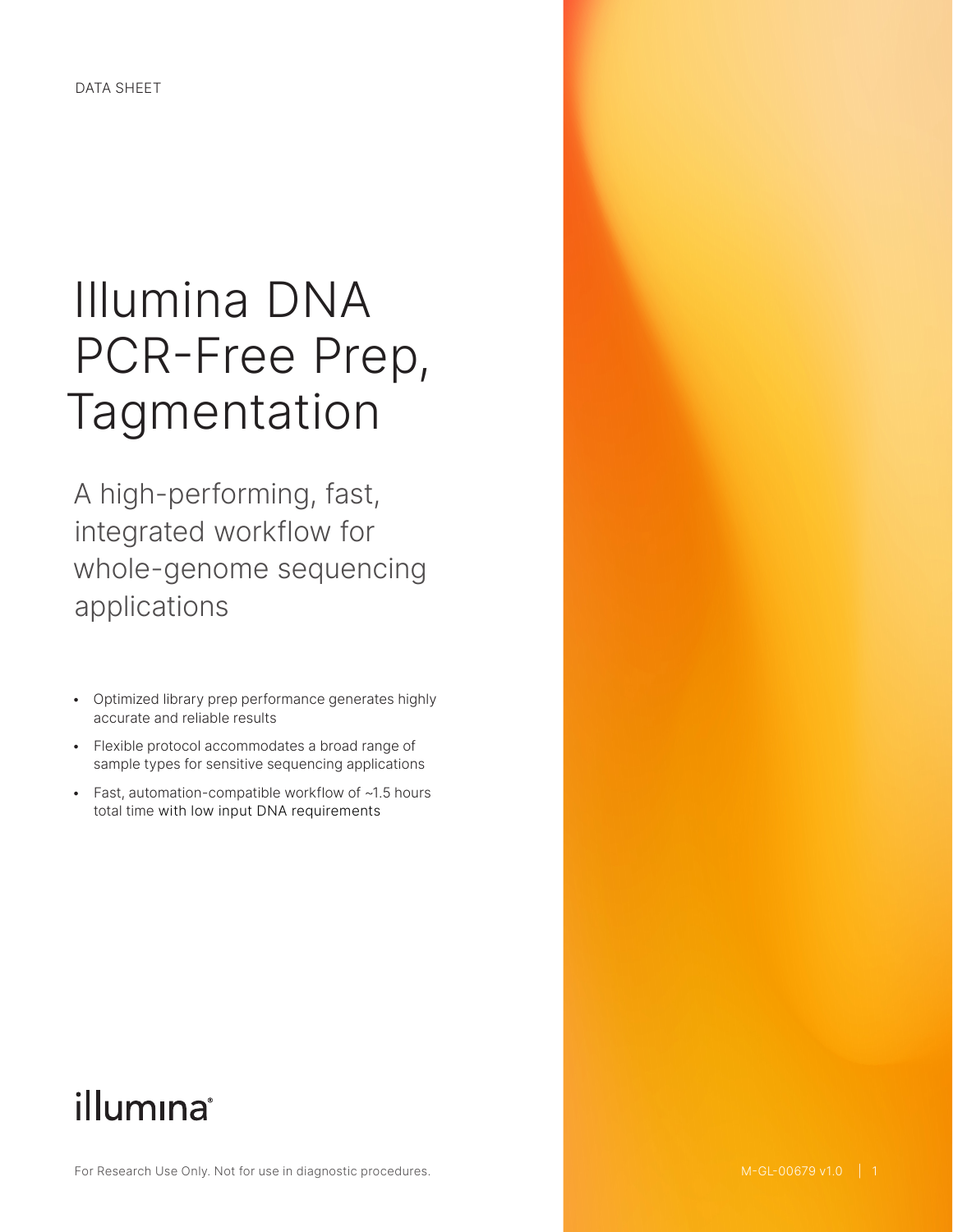DATA SHEET

# Illumina DNA PCR-Free Prep, Tagmentation

## A high-performing, fast, integrated workflow for whole-genome sequencing applications

- Optimized library prep performance generates highly accurate and reliable results
- Flexible protocol accommodates a broad range of sample types for sensitive sequencing applications
- Fast, automation-compatible workflow of ~1.5 hours total time with low input DNA requirements

illumina®

For Research Use Only. Not for use in diagnostic procedures.

M-GL-00679 v1.0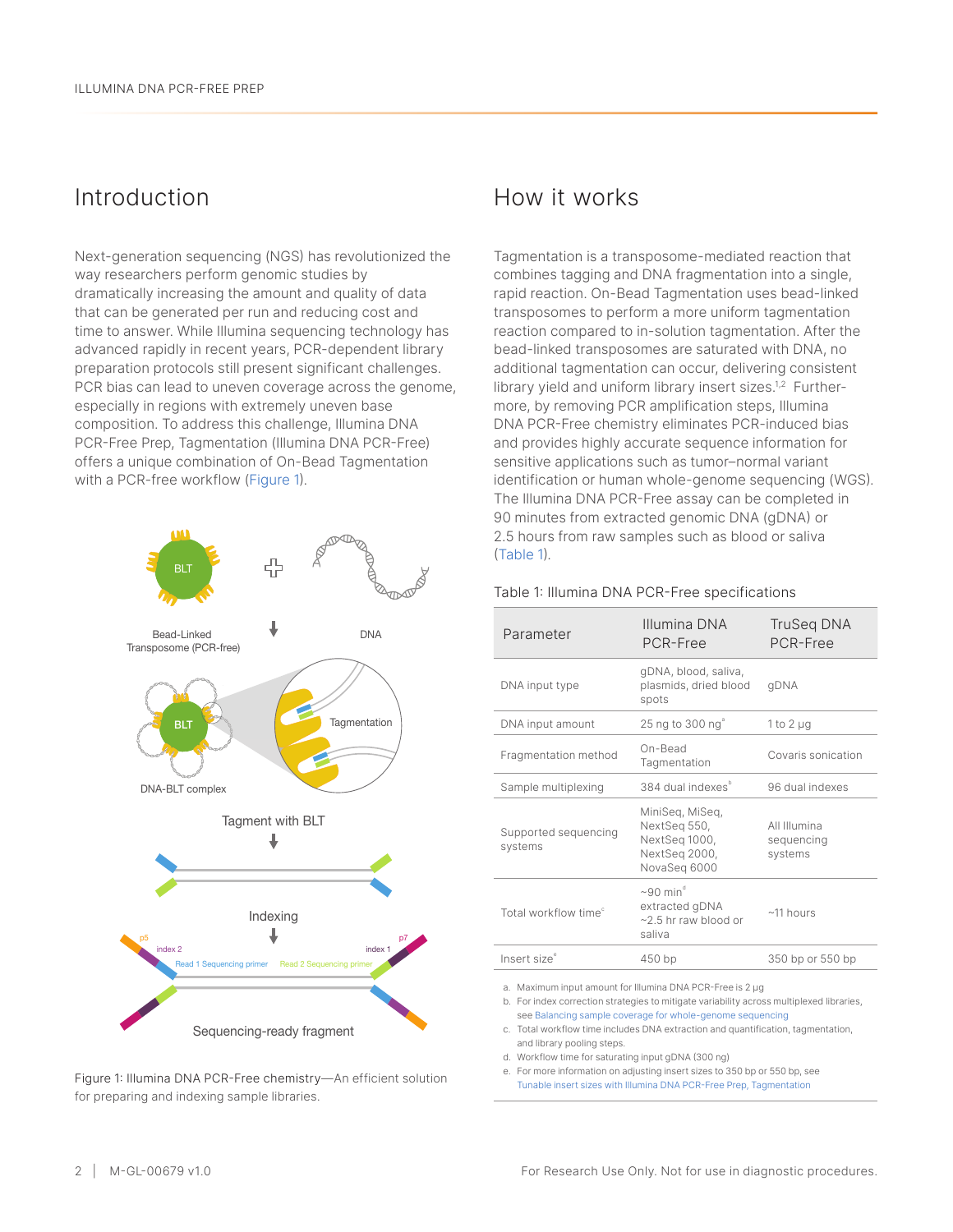## Introduction

Next-generation sequencing (NGS) has revolutionized the way researchers perform genomic studies by dramatically increasing the amount and quality of data that can be generated per run and reducing cost and time to answer. While Illumina sequencing technology has advanced rapidly in recent years, PCR-dependent library preparation protocols still present significant challenges. PCR bias can lead to uneven coverage across the genome, especially in regions with extremely uneven base composition. To address this challenge, Illumina DNA PCR-Free Prep, Tagmentation (Illumina DNA PCR-Free) offers a unique combination of On-Bead Tagmentation with a PCR-free workflow (Figure 1).

Figure 1: Illumina DNA PCR-Free chemistry—An efficient solution for preparing and indexing sample libraries.

## How it works

Tagmentation is a transposome-mediated reaction that combines tagging and DNA fragmentation into a single, rapid reaction. On-Bead Tagmentation uses bead-linked transposomes to perform a more uniform tagmentation reaction compared to in-solution tagmentation. After the bead-linked transposomes are saturated with DNA, no additional tagmentation can occur, delivering consistent library yield and uniform library insert sizes.[1,2] Furthermore, by removing PCR amplification steps, Illumina DNA PCR-Free chemistry eliminates PCR-induced bias and provides highly accurate sequence information for sensitive applications such as tumor–normal variant identification or human whole-genome sequencing (WGS). The Illumina DNA PCR-Free assay can be completed in 90 minutes from extracted genomic DNA (gDNA) or 2.5 hours from raw samples such as blood or saliva (Table 1).

Table 1: Illumina DNA PCR-Free specifications

| Parameter | Illumina DNA PCR-Free | TruSeq DNA PCR-Free |
|---|---|---|
| DNA input type | gDNA, blood, saliva, plasmids, dried blood spots | gDNA |
| DNA input amount | 25 ng to 300 ng[a] | 1 to 2 µg |
| Fragmentation method | On-Bead Tagmentation | Covaris sonication |
| Sample multiplexing | 384 dual indexes[b] | 96 dual indexes |
| Supported sequencing systems | MiniSeq, MiSeq, NextSeq 550, NextSeq 1000, NextSeq 2000, NovaSeq 6000 | All Illumina sequencing systems |
| Total workflow time[c] | ~90 min[d] extracted gDNA<br>~2.5 hr raw blood or saliva | ~11 hours |
| Insert size[e] | 450 bp | 350 bp or 550 bp |

a. Maximum input amount for Illumina DNA PCR-Free is 2 µg
b. For index correction strategies to mitigate variability across multiplexed libraries, see Balancing sample coverage for whole-genome sequencing
c. Total workflow time includes DNA extraction and quantification, tagmentation, and library pooling steps.
d. Workflow time for saturating input gDNA (300 ng)
e. For more information on adjusting insert sizes to 350 bp or 550 bp, see Tunable insert sizes with Illumina DNA PCR-Free Prep, Tagmentation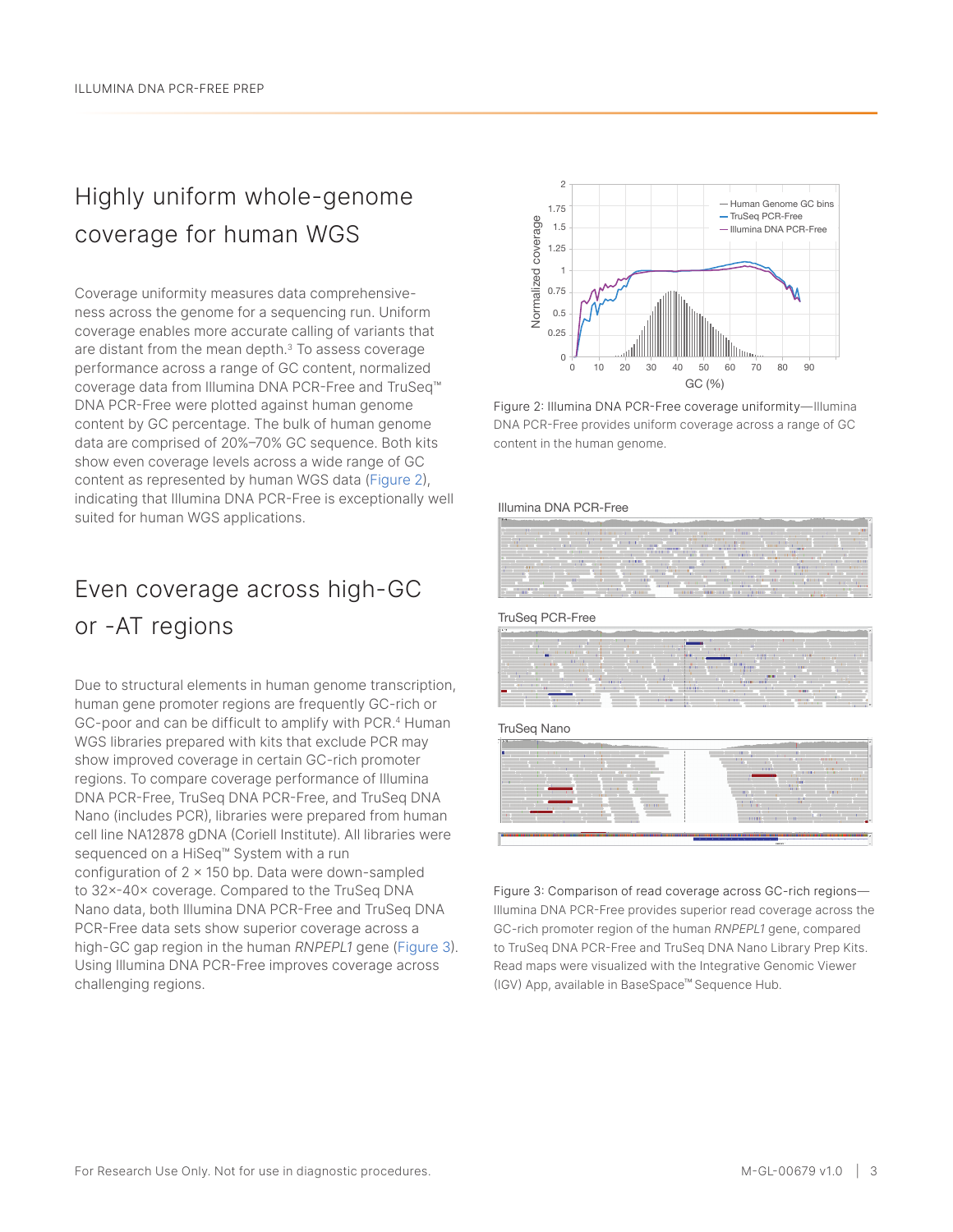## Highly uniform whole-genome coverage for human WGS

Coverage uniformity measures data comprehensiveness across the genome for a sequencing run. Uniform coverage enables more accurate calling of variants that are distant from the mean depth.[3] To assess coverage performance across a range of GC content, normalized coverage data from Illumina DNA PCR-Free and TruSeq™ DNA PCR-Free were plotted against human genome content by GC percentage. The bulk of human genome data are comprised of 20%–70% GC sequence. Both kits show even coverage levels across a wide range of GC content as represented by human WGS data (Figure 2), indicating that Illumina DNA PCR-Free is exceptionally well suited for human WGS applications.

Figure 2: Illumina DNA PCR-Free coverage uniformity—Illumina DNA PCR-Free provides uniform coverage across a range of GC content in the human genome.

## Even coverage across high-GC or -AT regions

Due to structural elements in human genome transcription, human gene promoter regions are frequently GC-rich or GC-poor and can be difficult to amplify with PCR.[4] Human WGS libraries prepared with kits that exclude PCR may show improved coverage in certain GC-rich promoter regions. To compare coverage performance of Illumina DNA PCR-Free, TruSeq DNA PCR-Free, and TruSeq DNA Nano (includes PCR), libraries were prepared from human cell line NA12878 gDNA (Coriell Institute). All libraries were sequenced on a HiSeq™ System with a run configuration of 2 × 150 bp. Data were down-sampled to 32×-40× coverage. Compared to the TruSeq DNA Nano data, both Illumina DNA PCR-Free and TruSeq DNA PCR-Free data sets show superior coverage across a high-GC gap region in the human *RNPEPL1* gene (Figure 3). Using Illumina DNA PCR-Free improves coverage across challenging regions.

Figure 3: Comparison of read coverage across GC-rich regions—Illumina DNA PCR-Free provides superior read coverage across the GC-rich promoter region of the human *RNPEPL1* gene, compared to TruSeq DNA PCR-Free and TruSeq DNA Nano Library Prep Kits. Read maps were visualized with the Integrative Genomic Viewer (IGV) App, available in BaseSpace™ Sequence Hub.

For Research Use Only. Not for use in diagnostic procedures.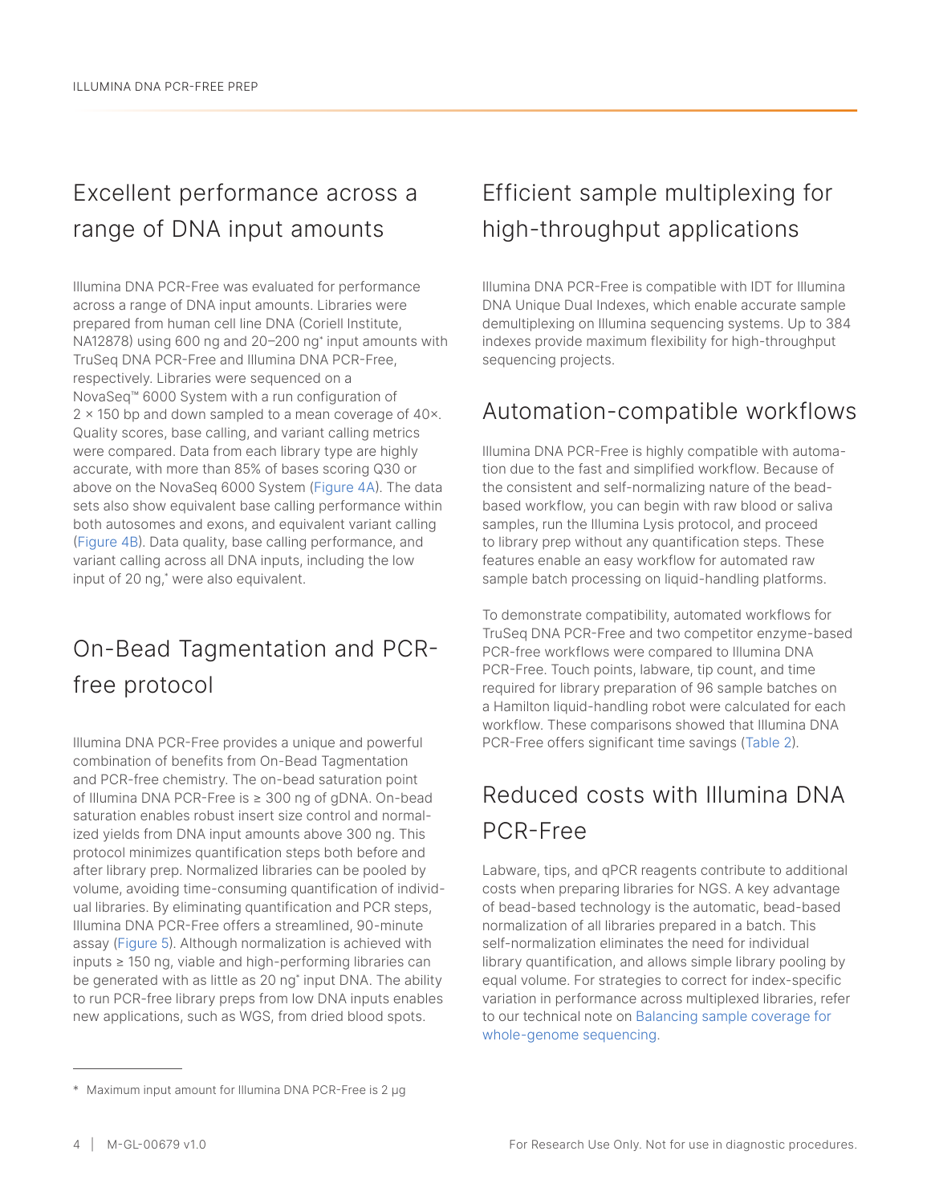## Excellent performance across a range of DNA input amounts

Illumina DNA PCR-Free was evaluated for performance across a range of DNA input amounts. Libraries were prepared from human cell line DNA (Coriell Institute, NA12878) using 600 ng and 20–200 ng* input amounts with TruSeq DNA PCR-Free and Illumina DNA PCR-Free, respectively. Libraries were sequenced on a NovaSeq™ 6000 System with a run configuration of 2 × 150 bp and down sampled to a mean coverage of 40×. Quality scores, base calling, and variant calling metrics were compared. Data from each library type are highly accurate, with more than 85% of bases scoring Q30 or above on the NovaSeq 6000 System (Figure 4A). The data sets also show equivalent base calling performance within both autosomes and exons, and equivalent variant calling (Figure 4B). Data quality, base calling performance, and variant calling across all DNA inputs, including the low input of 20 ng,* were also equivalent.

## On-Bead Tagmentation and PCR-free protocol

Illumina DNA PCR-Free provides a unique and powerful combination of benefits from On-Bead Tagmentation and PCR-free chemistry. The on-bead saturation point of Illumina DNA PCR-Free is ≥ 300 ng of gDNA. On-bead saturation enables robust insert size control and normalized yields from DNA input amounts above 300 ng. This protocol minimizes quantification steps both before and after library prep. Normalized libraries can be pooled by volume, avoiding time-consuming quantification of individual libraries. By eliminating quantification and PCR steps, Illumina DNA PCR-Free offers a streamlined, 90-minute assay (Figure 5). Although normalization is achieved with inputs ≥ 150 ng, viable and high-performing libraries can be generated with as little as 20 ng* input DNA. The ability to run PCR-free library preps from low DNA inputs enables new applications, such as WGS, from dried blood spots.

## Efficient sample multiplexing for high-throughput applications

Illumina DNA PCR-Free is compatible with IDT for Illumina DNA Unique Dual Indexes, which enable accurate sample demultiplexing on Illumina sequencing systems. Up to 384 indexes provide maximum flexibility for high-throughput sequencing projects.

## Automation-compatible workflows

Illumina DNA PCR-Free is highly compatible with automation due to the fast and simplified workflow. Because of the consistent and self-normalizing nature of the bead-based workflow, you can begin with raw blood or saliva samples, run the Illumina Lysis protocol, and proceed to library prep without any quantification steps. These features enable an easy workflow for automated raw sample batch processing on liquid-handling platforms.

To demonstrate compatibility, automated workflows for TruSeq DNA PCR-Free and two competitor enzyme-based PCR-free workflows were compared to Illumina DNA PCR-Free. Touch points, labware, tip count, and time required for library preparation of 96 sample batches on a Hamilton liquid-handling robot were calculated for each workflow. These comparisons showed that Illumina DNA PCR-Free offers significant time savings (Table 2).

## Reduced costs with Illumina DNA PCR-Free

Labware, tips, and qPCR reagents contribute to additional costs when preparing libraries for NGS. A key advantage of bead-based technology is the automatic, bead-based normalization of all libraries prepared in a batch. This self-normalization eliminates the need for individual library quantification, and allows simple library pooling by equal volume. For strategies to correct for index-specific variation in performance across multiplexed libraries, refer to our technical note on Balancing sample coverage for whole-genome sequencing.

---

* Maximum input amount for Illumina DNA PCR-Free is 2 µg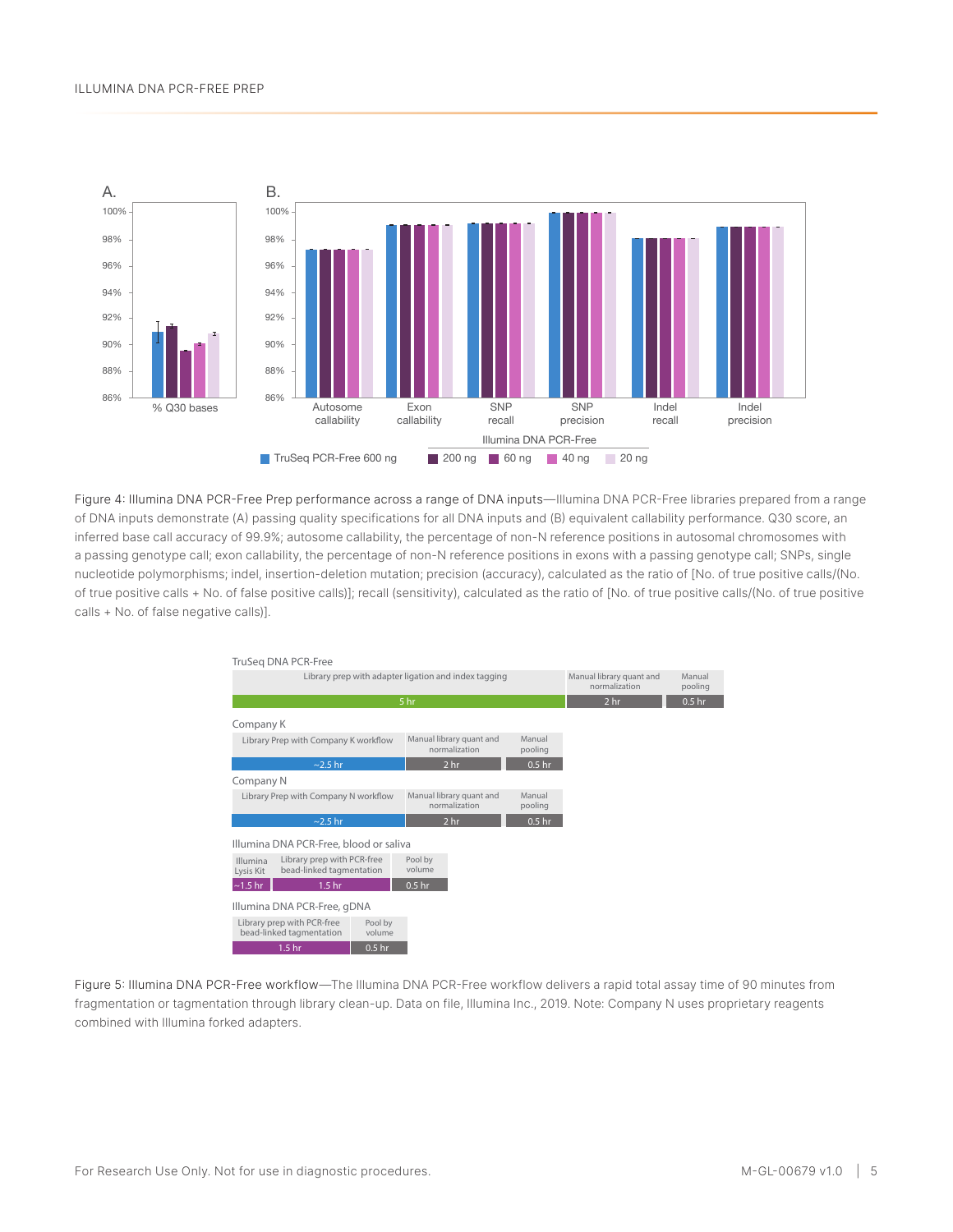Figure 4: Illumina DNA PCR-Free Prep performance across a range of DNA inputs—Illumina DNA PCR-Free libraries prepared from a range of DNA inputs demonstrate (A) passing quality specifications for all DNA inputs and (B) equivalent callability performance. Q30 score, an inferred base call accuracy of 99.9%; autosome callability, the percentage of non-N reference positions in autosomal chromosomes with a passing genotype call; exon callability, the percentage of non-N reference positions in exons with a passing genotype call; SNPs, single nucleotide polymorphisms; indel, insertion-deletion mutation; precision (accuracy), calculated as the ratio of [No. of true positive calls/(No. of true positive calls + No. of false positive calls)]; recall (sensitivity), calculated as the ratio of [No. of true positive calls/(No. of true positive calls + No. of false negative calls)].

Figure 5: Illumina DNA PCR-Free workflow—The Illumina DNA PCR-Free workflow delivers a rapid total assay time of 90 minutes from fragmentation or tagmentation through library clean-up. Data on file, Illumina Inc., 2019. Note: Company N uses proprietary reagents combined with Illumina forked adapters.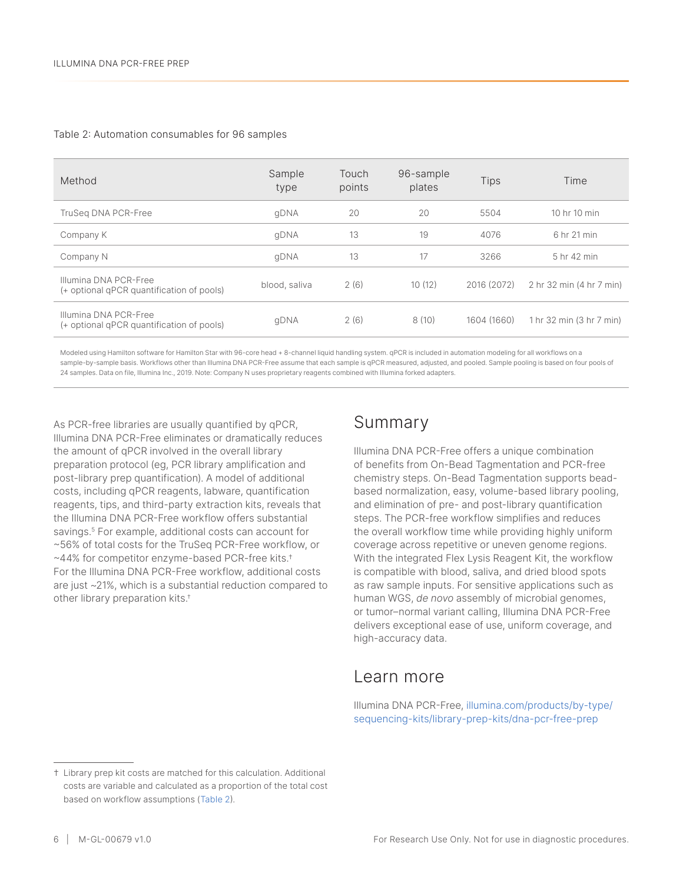Table 2: Automation consumables for 96 samples

| Method | Sample type | Touch points | 96-sample plates | Tips | Time |
|---|---|---|---|---|---|
| TruSeq DNA PCR-Free | gDNA | 20 | 20 | 5504 | 10 hr 10 min |
| Company K | gDNA | 13 | 19 | 4076 | 6 hr 21 min |
| Company N | gDNA | 13 | 17 | 3266 | 5 hr 42 min |
| Illumina DNA PCR-Free (+ optional qPCR quantification of pools) | blood, saliva | 2 (6) | 10 (12) | 2016 (2072) | 2 hr 32 min (4 hr 7 min) |
| Illumina DNA PCR-Free (+ optional qPCR quantification of pools) | gDNA | 2 (6) | 8 (10) | 1604 (1660) | 1 hr 32 min (3 hr 7 min) |

Modeled using Hamilton software for Hamilton Star with 96-core head + 8-channel liquid handling system. qPCR is included in automation modeling for all workflows on a sample-by-sample basis. Workflows other than Illumina DNA PCR-Free assume that each sample is qPCR measured, adjusted, and pooled. Sample pooling is based on four pools of 24 samples. Data on file, Illumina Inc., 2019. Note: Company N uses proprietary reagents combined with Illumina forked adapters.

As PCR-free libraries are usually quantified by qPCR, Illumina DNA PCR-Free eliminates or dramatically reduces the amount of qPCR involved in the overall library preparation protocol (eg, PCR library amplification and post-library prep quantification). A model of additional costs, including qPCR reagents, labware, quantification reagents, tips, and third-party extraction kits, reveals that the Illumina DNA PCR-Free workflow offers substantial savings.[5] For example, additional costs can account for ~56% of total costs for the TruSeq PCR-Free workflow, or ~44% for competitor enzyme-based PCR-free kits.[†] For the Illumina DNA PCR-Free workflow, additional costs are just ~21%, which is a substantial reduction compared to other library preparation kits.[†]

## Summary

Illumina DNA PCR-Free offers a unique combination of benefits from On-Bead Tagmentation and PCR-free chemistry steps. On-Bead Tagmentation supports bead-based normalization, easy, volume-based library pooling, and elimination of pre- and post-library quantification steps. The PCR-free workflow simplifies and reduces the overall workflow time while providing highly uniform coverage across repetitive or uneven genome regions. With the integrated Flex Lysis Reagent Kit, the workflow is compatible with blood, saliva, and dried blood spots as raw sample inputs. For sensitive applications such as human WGS, *de novo* assembly of microbial genomes, or tumor–normal variant calling, Illumina DNA PCR-Free delivers exceptional ease of use, uniform coverage, and high-accuracy data.

## Learn more

Illumina DNA PCR-Free, illumina.com/products/by-type/sequencing-kits/library-prep-kits/dna-pcr-free-prep

† Library prep kit costs are matched for this calculation. Additional costs are variable and calculated as a proportion of the total cost based on workflow assumptions (Table 2).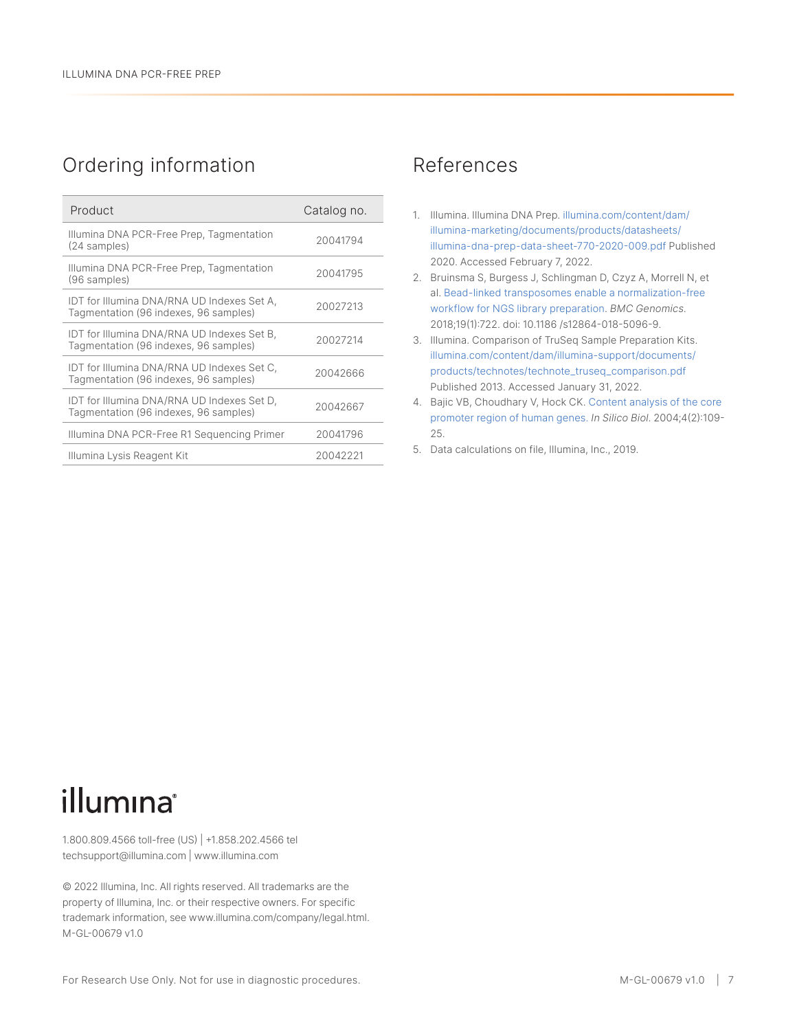## Ordering information

| Product | Catalog no. |
|---|---|
| Illumina DNA PCR-Free Prep, Tagmentation (24 samples) | 20041794 |
| Illumina DNA PCR-Free Prep, Tagmentation (96 samples) | 20041795 |
| IDT for Illumina DNA/RNA UD Indexes Set A, Tagmentation (96 indexes, 96 samples) | 20027213 |
| IDT for Illumina DNA/RNA UD Indexes Set B, Tagmentation (96 indexes, 96 samples) | 20027214 |
| IDT for Illumina DNA/RNA UD Indexes Set C, Tagmentation (96 indexes, 96 samples) | 20042666 |
| IDT for Illumina DNA/RNA UD Indexes Set D, Tagmentation (96 indexes, 96 samples) | 20042667 |
| Illumina DNA PCR-Free R1 Sequencing Primer | 20041796 |
| Illumina Lysis Reagent Kit | 20042221 |

## References

1. Illumina. Illumina DNA Prep. illumina.com/content/dam/illumina-marketing/documents/products/datasheets/illumina-dna-prep-data-sheet-770-2020-009.pdf Published 2020. Accessed February 7, 2022.
2. Bruinsma S, Burgess J, Schlingman D, Czyz A, Morrell N, et al. Bead-linked transposomes enable a normalization-free workflow for NGS library preparation. *BMC Genomics.* 2018;19(1):722. doi: 10.1186 /s12864-018-5096-9.
3. Illumina. Comparison of TruSeq Sample Preparation Kits. illumina.com/content/dam/illumina-support/documents/products/technotes/technote_truseq_comparison.pdf Published 2013. Accessed January 31, 2022.
4. Bajic VB, Choudhary V, Hock CK. Content analysis of the core promoter region of human genes. *In Silico Biol.* 2004;4(2):109-25.
5. Data calculations on file, Illumina, Inc., 2019.

illumina®

1.800.809.4566 toll-free (US) | +1.858.202.4566 tel
techsupport@illumina.com | www.illumina.com

© 2022 Illumina, Inc. All rights reserved. All trademarks are the property of Illumina, Inc. or their respective owners. For specific trademark information, see www.illumina.com/company/legal.html.
M-GL-00679 v1.0

For Research Use Only. Not for use in diagnostic procedures.